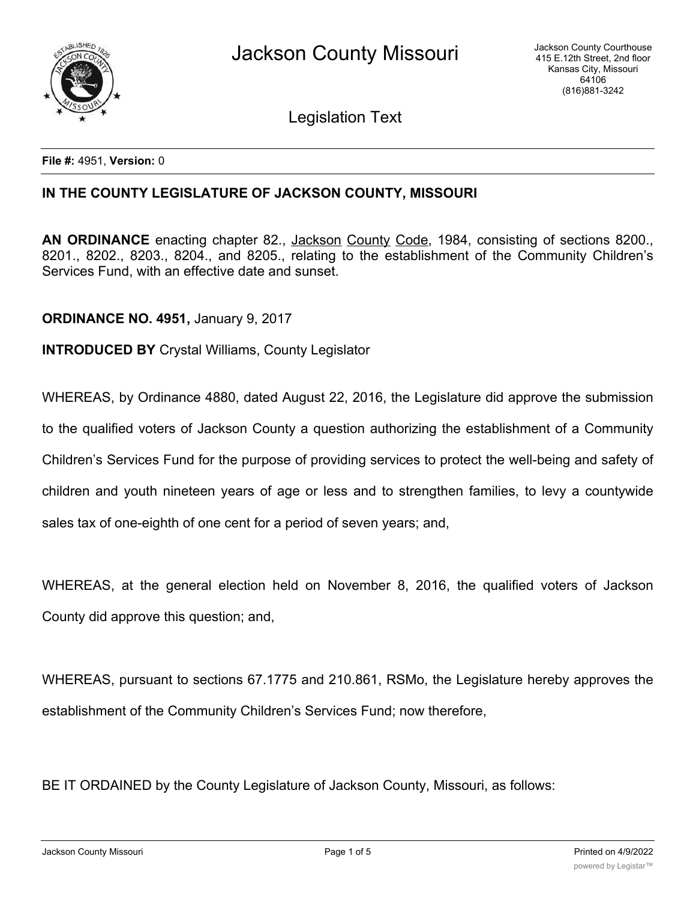Legislation Text

**File #:** 4951, **Version:** 0

**IN THE COUNTY LEGISLATURE OF JACKSON COUNTY, MISSOURI**

**AN ORDINANCE** enacting chapter 82., Jackson County Code, 1984, consisting of sections 8200., 8201., 8202., 8203., 8204., and 8205., relating to the establishment of the Community Children's Services Fund, with an effective date and sunset.

**ORDINANCE NO. 4951,** January 9, 2017

**INTRODUCED BY** Crystal Williams, County Legislator

WHEREAS, by Ordinance 4880, dated August 22, 2016, the Legislature did approve the submission to the qualified voters of Jackson County a question authorizing the establishment of a Community Children's Services Fund for the purpose of providing services to protect the well-being and safety of children and youth nineteen years of age or less and to strengthen families, to levy a countywide sales tax of one-eighth of one cent for a period of seven years; and,

WHEREAS, at the general election held on November 8, 2016, the qualified voters of Jackson County did approve this question; and,

WHEREAS, pursuant to sections 67.1775 and 210.861, RSMo, the Legislature hereby approves the establishment of the Community Children's Services Fund; now therefore,

BE IT ORDAINED by the County Legislature of Jackson County, Missouri, as follows: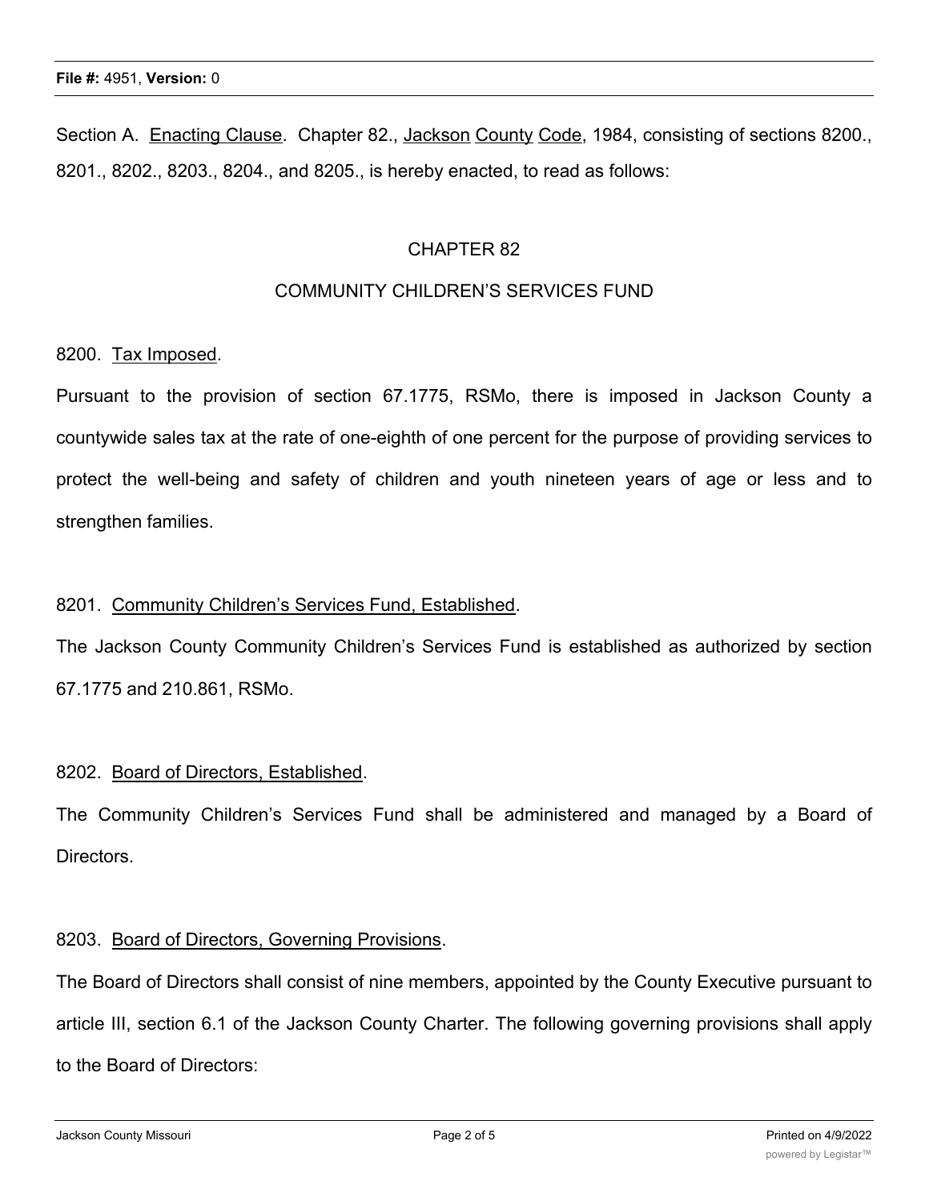Section A. Enacting Clause. Chapter 82., Jackson County Code, 1984, consisting of sections 8200., 8201., 8202., 8203., 8204., and 8205., is hereby enacted, to read as follows:

## CHAPTER 82

## COMMUNITY CHILDREN'S SERVICES FUND

8200. Tax Imposed.

Pursuant to the provision of section 67.1775, RSMo, there is imposed in Jackson County a countywide sales tax at the rate of one-eighth of one percent for the purpose of providing services to protect the well-being and safety of children and youth nineteen years of age or less and to strengthen families.

8201. Community Children's Services Fund, Established.

The Jackson County Community Children's Services Fund is established as authorized by section 67.1775 and 210.861, RSMo.

8202. Board of Directors, Established.

The Community Children's Services Fund shall be administered and managed by a Board of Directors.

8203. Board of Directors, Governing Provisions.

The Board of Directors shall consist of nine members, appointed by the County Executive pursuant to article III, section 6.1 of the Jackson County Charter. The following governing provisions shall apply to the Board of Directors: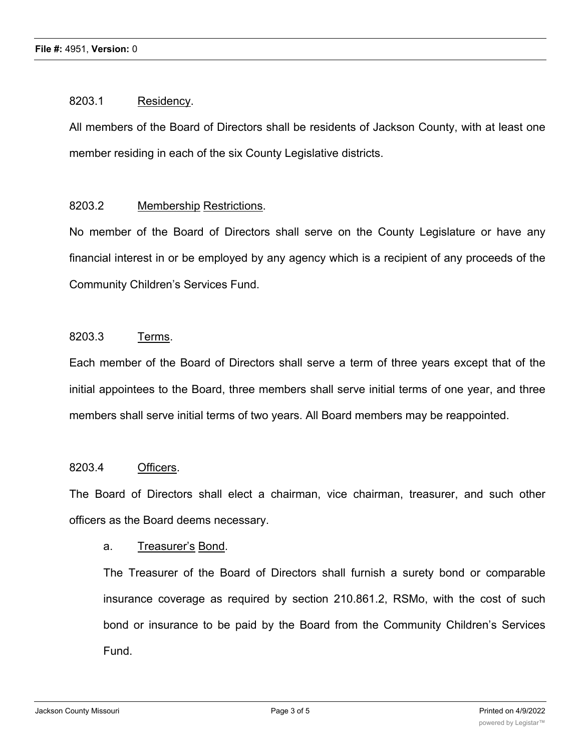8203.1 Residency.

All members of the Board of Directors shall be residents of Jackson County, with at least one member residing in each of the six County Legislative districts.

8203.2 Membership Restrictions.

No member of the Board of Directors shall serve on the County Legislature or have any financial interest in or be employed by any agency which is a recipient of any proceeds of the Community Children's Services Fund.

8203.3 Terms.

Each member of the Board of Directors shall serve a term of three years except that of the initial appointees to the Board, three members shall serve initial terms of one year, and three members shall serve initial terms of two years. All Board members may be reappointed.

8203.4 Officers.

The Board of Directors shall elect a chairman, vice chairman, treasurer, and such other officers as the Board deems necessary.

a. Treasurer's Bond.

The Treasurer of the Board of Directors shall furnish a surety bond or comparable insurance coverage as required by section 210.861.2, RSMo, with the cost of such bond or insurance to be paid by the Board from the Community Children's Services Fund.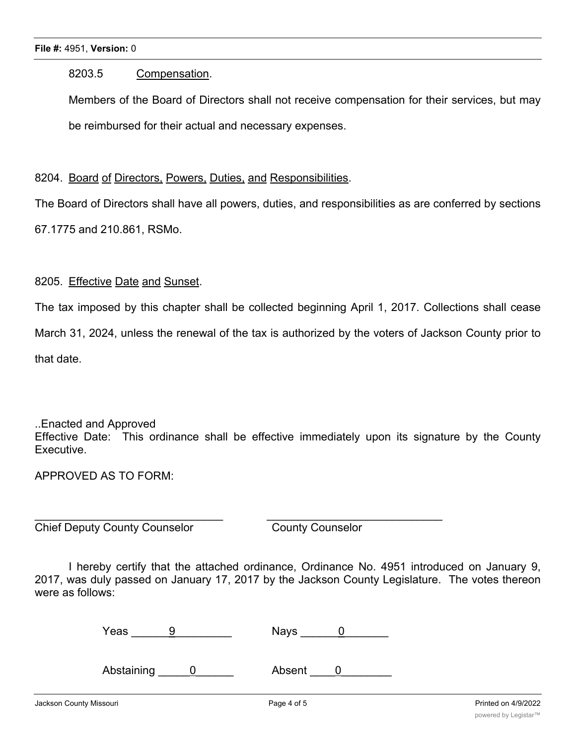8203.5 Compensation.

Members of the Board of Directors shall not receive compensation for their services, but may be reimbursed for their actual and necessary expenses.

8204. Board of Directors, Powers, Duties, and Responsibilities.

The Board of Directors shall have all powers, duties, and responsibilities as are conferred by sections 67.1775 and 210.861, RSMo.

8205. Effective Date and Sunset.

The tax imposed by this chapter shall be collected beginning April 1, 2017. Collections shall cease March 31, 2024, unless the renewal of the tax is authorized by the voters of Jackson County prior to that date.

..Enacted and Approved

Effective Date: This ordinance shall be effective immediately upon its signature by the County Executive.

APPROVED AS TO FORM:

_______________________________ _____________________________

Chief Deputy County Counselor County Counselor

I hereby certify that the attached ordinance, Ordinance No. 4951 introduced on January 9, 2017, was duly passed on January 17, 2017 by the Jackson County Legislature. The votes thereon were as follows:

Yeas ______9_________ Nays ______0_______

Abstaining _____0______ Absent ____0________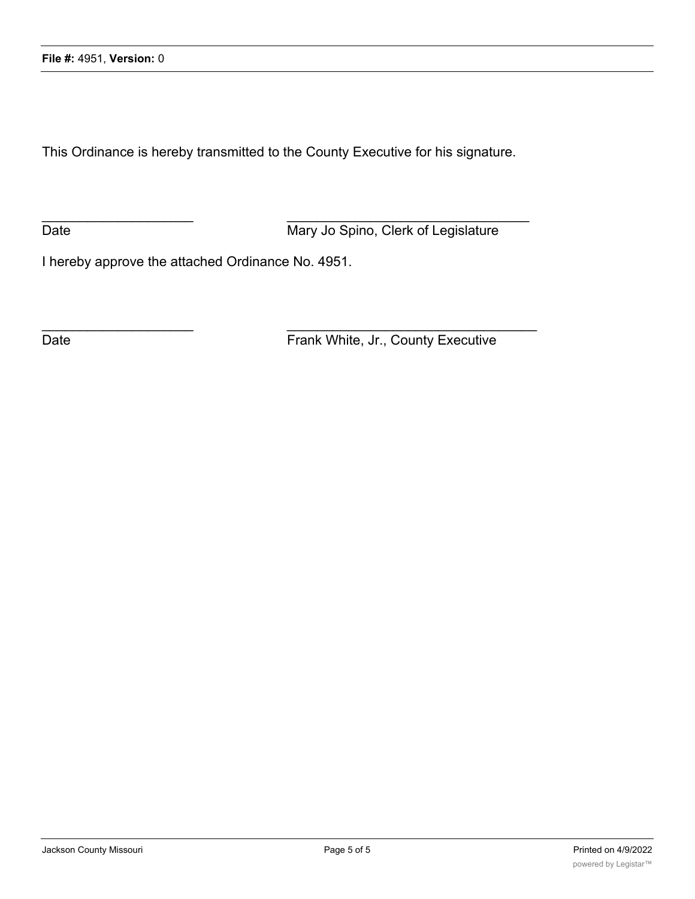This Ordinance is hereby transmitted to the County Executive for his signature.

| | |
|---|---|
| _____________________ | ___________________________________ |
| Date | Mary Jo Spino, Clerk of Legislature |

I hereby approve the attached Ordinance No. 4951.

| | |
|---|---|
| _____________________ | ___________________________________ |
| Date | Frank White, Jr., County Executive |